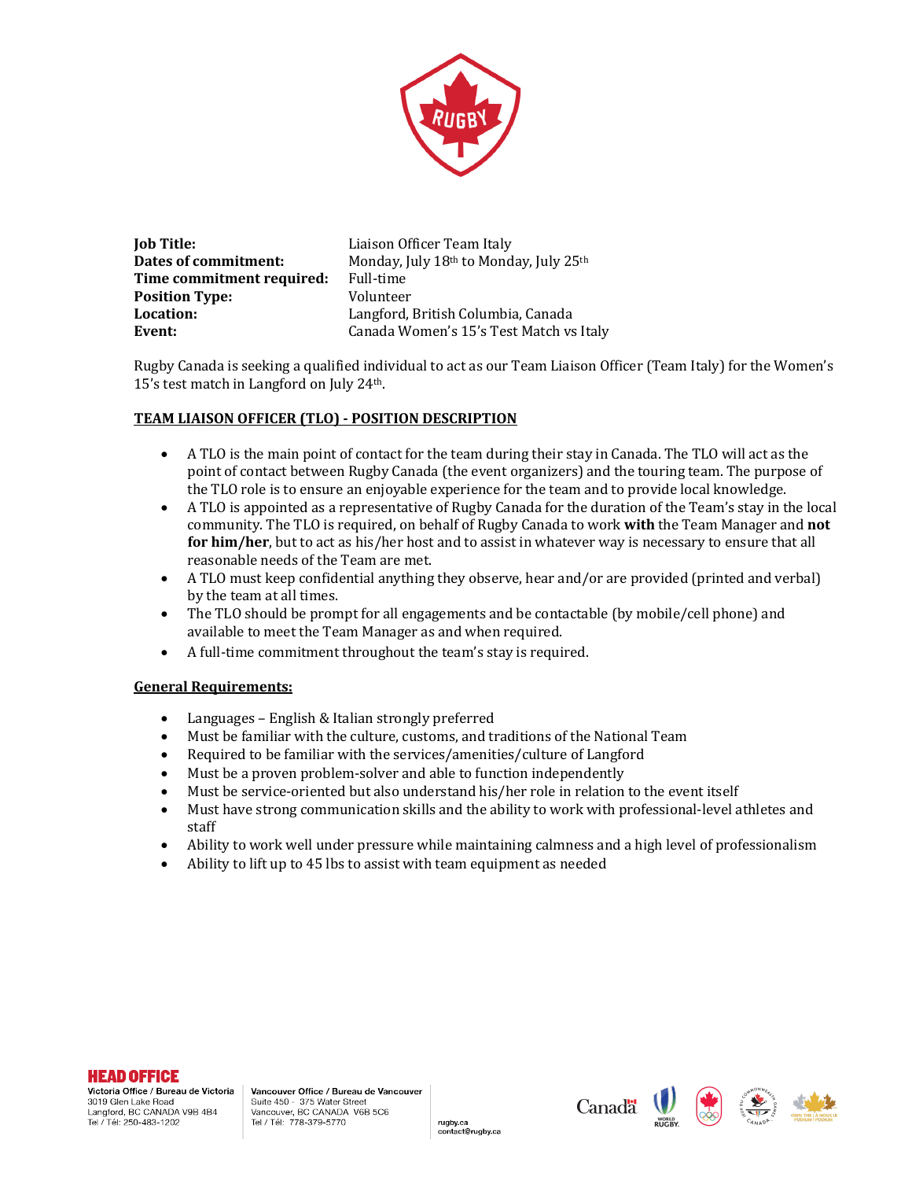| | |
|---|---|
| **Job Title:** | Liaison Officer Team Italy |
| **Dates of commitment:** | Monday, July 18th to Monday, July 25th |
| **Time commitment required:** | Full-time |
| **Position Type:** | Volunteer |
| **Location:** | Langford, British Columbia, Canada |
| **Event:** | Canada Women's 15's Test Match vs Italy |

Rugby Canada is seeking a qualified individual to act as our Team Liaison Officer (Team Italy) for the Women's 15's test match in Langford on July 24th.

**TEAM LIAISON OFFICER (TLO) - POSITION DESCRIPTION**

- A TLO is the main point of contact for the team during their stay in Canada. The TLO will act as the point of contact between Rugby Canada (the event organizers) and the touring team. The purpose of the TLO role is to ensure an enjoyable experience for the team and to provide local knowledge.
- A TLO is appointed as a representative of Rugby Canada for the duration of the Team's stay in the local community. The TLO is required, on behalf of Rugby Canada to work **with** the Team Manager and **not for him/her**, but to act as his/her host and to assist in whatever way is necessary to ensure that all reasonable needs of the Team are met.
- A TLO must keep confidential anything they observe, hear and/or are provided (printed and verbal) by the team at all times.
- The TLO should be prompt for all engagements and be contactable (by mobile/cell phone) and available to meet the Team Manager as and when required.
- A full-time commitment throughout the team's stay is required.

**General Requirements:**

- Languages – English & Italian strongly preferred
- Must be familiar with the culture, customs, and traditions of the National Team
- Required to be familiar with the services/amenities/culture of Langford
- Must be a proven problem-solver and able to function independently
- Must be service-oriented but also understand his/her role in relation to the event itself
- Must have strong communication skills and the ability to work with professional-level athletes and staff
- Ability to work well under pressure while maintaining calmness and a high level of professionalism
- Ability to lift up to 45 lbs to assist with team equipment as needed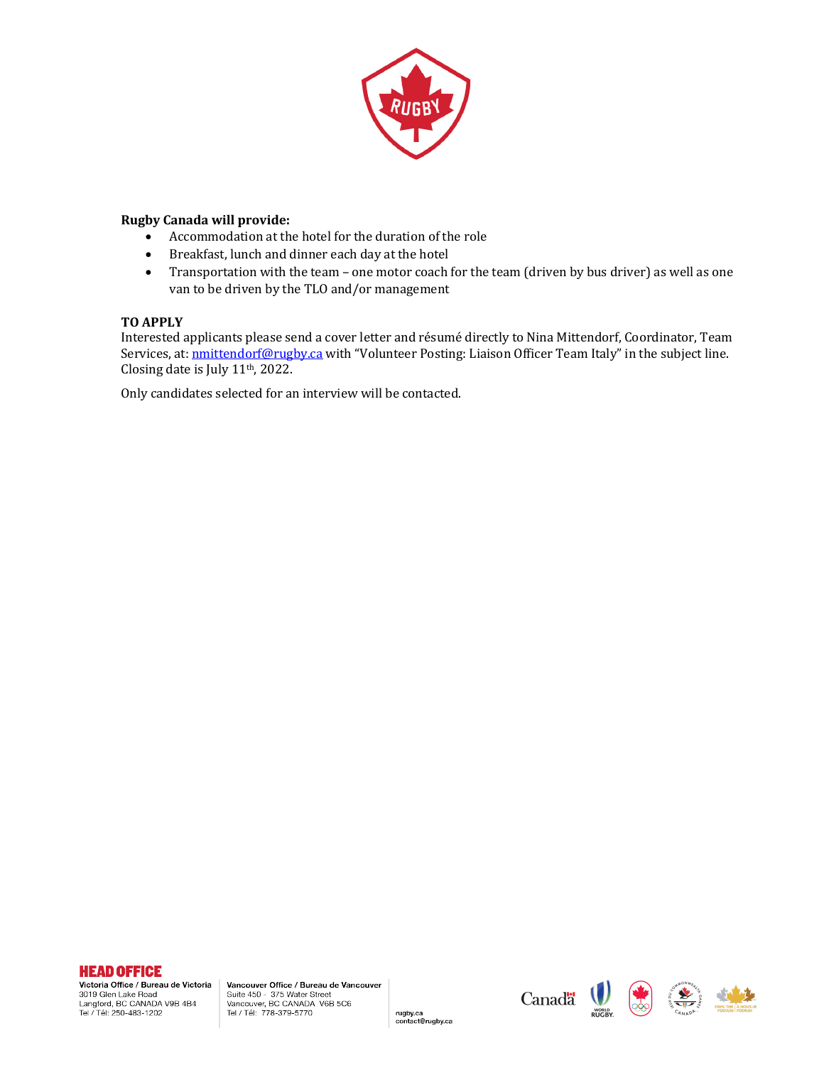**Rugby Canada will provide:**

- Accommodation at the hotel for the duration of the role
- Breakfast, lunch and dinner each day at the hotel
- Transportation with the team – one motor coach for the team (driven by bus driver) as well as one van to be driven by the TLO and/or management

**TO APPLY**

Interested applicants please send a cover letter and résumé directly to Nina Mittendorf, Coordinator, Team Services, at: nmittendorf@rugby.ca with "Volunteer Posting: Liaison Officer Team Italy" in the subject line. Closing date is July 11th, 2022.

Only candidates selected for an interview will be contacted.

**HEAD OFFICE**

Victoria Office / Bureau de Victoria
3019 Glen Lake Road
Langford, BC CANADA V9B 4B4
Tel / Tél: 250-483-1202

Vancouver Office / Bureau de Vancouver
Suite 450 - 375 Water Street
Vancouver, BC CANADA V6B 5C6
Tel / Tél: 778-379-5770

rugby.ca
contact@rugby.ca